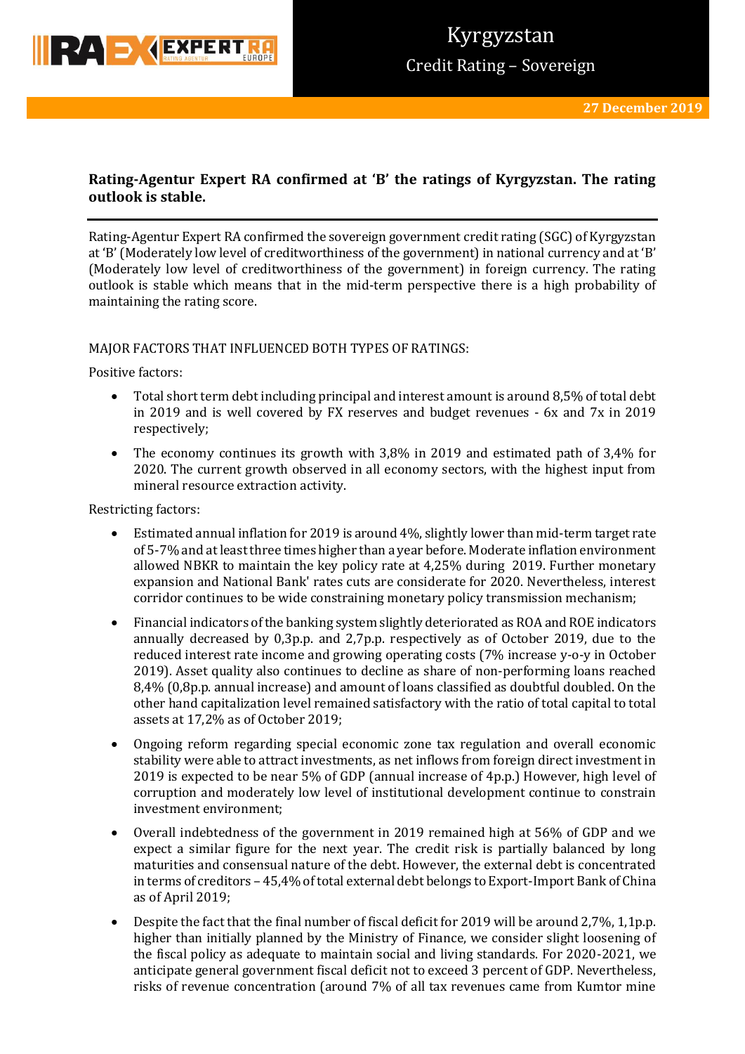# Kyrgyzstan

## Credit Rating – Sovereign

**27 December 2019**

**Rating-Agentur Expert RA confirmed at 'B' the ratings of Kyrgyzstan. The rating outlook is stable.**

Rating-Agentur Expert RA confirmed the sovereign government credit rating (SGC) of Kyrgyzstan at 'B' (Moderately low level of creditworthiness of the government) in national currency and at 'B' (Moderately low level of creditworthiness of the government) in foreign currency. The rating outlook is stable which means that in the mid-term perspective there is a high probability of maintaining the rating score.

MAJOR FACTORS THAT INFLUENCED BOTH TYPES OF RATINGS:

Positive factors:

- Total short term debt including principal and interest amount is around 8,5% of total debt in 2019 and is well covered by FX reserves and budget revenues - 6x and 7x in 2019 respectively;
- The economy continues its growth with 3,8% in 2019 and estimated path of 3,4% for 2020. The current growth observed in all economy sectors, with the highest input from mineral resource extraction activity.

Restricting factors:

- Estimated annual inflation for 2019 is around 4%, slightly lower than mid-term target rate of 5-7% and at least three times higher than a year before. Moderate inflation environment allowed NBKR to maintain the key policy rate at 4,25% during 2019. Further monetary expansion and National Bank' rates cuts are considerate for 2020. Nevertheless, interest corridor continues to be wide constraining monetary policy transmission mechanism;
- Financial indicators of the banking system slightly deteriorated as ROA and ROE indicators annually decreased by 0,3p.p. and 2,7p.p. respectively as of October 2019, due to the reduced interest rate income and growing operating costs (7% increase y-o-y in October 2019). Asset quality also continues to decline as share of non-performing loans reached 8,4% (0,8p.p. annual increase) and amount of loans classified as doubtful doubled. On the other hand capitalization level remained satisfactory with the ratio of total capital to total assets at 17,2% as of October 2019;
- Ongoing reform regarding special economic zone tax regulation and overall economic stability were able to attract investments, as net inflows from foreign direct investment in 2019 is expected to be near 5% of GDP (annual increase of 4p.p.) However, high level of corruption and moderately low level of institutional development continue to constrain investment environment;
- Overall indebtedness of the government in 2019 remained high at 56% of GDP and we expect a similar figure for the next year. The credit risk is partially balanced by long maturities and consensual nature of the debt. However, the external debt is concentrated in terms of creditors – 45,4% of total external debt belongs to Export-Import Bank of China as of April 2019;
- Despite the fact that the final number of fiscal deficit for 2019 will be around 2,7%, 1,1p.p. higher than initially planned by the Ministry of Finance, we consider slight loosening of the fiscal policy as adequate to maintain social and living standards. For 2020-2021, we anticipate general government fiscal deficit not to exceed 3 percent of GDP. Nevertheless, risks of revenue concentration (around 7% of all tax revenues came from Kumtor mine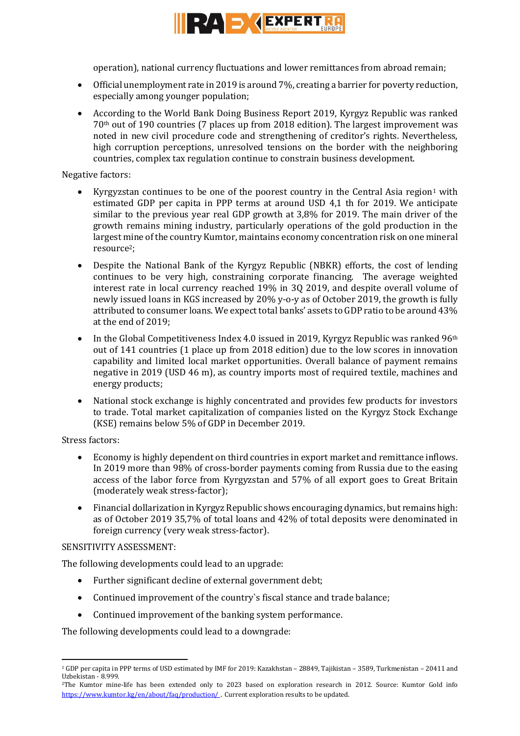operation), national currency fluctuations and lower remittances from abroad remain;

- Official unemployment rate in 2019 is around 7%, creating a barrier for poverty reduction, especially among younger population;
- According to the World Bank Doing Business Report 2019, Kyrgyz Republic was ranked 70th out of 190 countries (7 places up from 2018 edition). The largest improvement was noted in new civil procedure code and strengthening of creditor's rights. Nevertheless, high corruption perceptions, unresolved tensions on the border with the neighboring countries, complex tax regulation continue to constrain business development.

Negative factors:

- Kyrgyzstan continues to be one of the poorest country in the Central Asia region[1] with estimated GDP per capita in PPP terms at around USD 4,1 th for 2019. We anticipate similar to the previous year real GDP growth at 3,8% for 2019. The main driver of the growth remains mining industry, particularly operations of the gold production in the largest mine of the country Kumtor, maintains economy concentration risk on one mineral resource[2];
- Despite the National Bank of the Kyrgyz Republic (NBKR) efforts, the cost of lending continues to be very high, constraining corporate financing. The average weighted interest rate in local currency reached 19% in 3Q 2019, and despite overall volume of newly issued loans in KGS increased by 20% y-o-y as of October 2019, the growth is fully attributed to consumer loans. We expect total banks' assets to GDP ratio to be around 43% at the end of 2019;
- In the Global Competitiveness Index 4.0 issued in 2019, Kyrgyz Republic was ranked 96th out of 141 countries (1 place up from 2018 edition) due to the low scores in innovation capability and limited local market opportunities. Overall balance of payment remains negative in 2019 (USD 46 m), as country imports most of required textile, machines and energy products;
- National stock exchange is highly concentrated and provides few products for investors to trade. Total market capitalization of companies listed on the Kyrgyz Stock Exchange (KSE) remains below 5% of GDP in December 2019.

Stress factors:

- Economy is highly dependent on third countries in export market and remittance inflows. In 2019 more than 98% of cross-border payments coming from Russia due to the easing access of the labor force from Kyrgyzstan and 57% of all export goes to Great Britain (moderately weak stress-factor);
- Financial dollarization in Kyrgyz Republic shows encouraging dynamics, but remains high: as of October 2019 35,7% of total loans and 42% of total deposits were denominated in foreign currency (very weak stress-factor).

SENSITIVITY ASSESSMENT:

The following developments could lead to an upgrade:

- Further significant decline of external government debt;
- Continued improvement of the country`s fiscal stance and trade balance;
- Continued improvement of the banking system performance.

The following developments could lead to a downgrade:

---

[1] GDP per capita in PPP terms of USD estimated by IMF for 2019: Kazakhstan – 28849, Tajikistan – 3589, Turkmenistan – 20411 and Uzbekistan - 8.999.

[2] The Kumtor mine-life has been extended only to 2023 based on exploration research in 2012. Source: Kumtor Gold info https://www.kumtor.kg/en/about/faq/production/ . Current exploration results to be updated.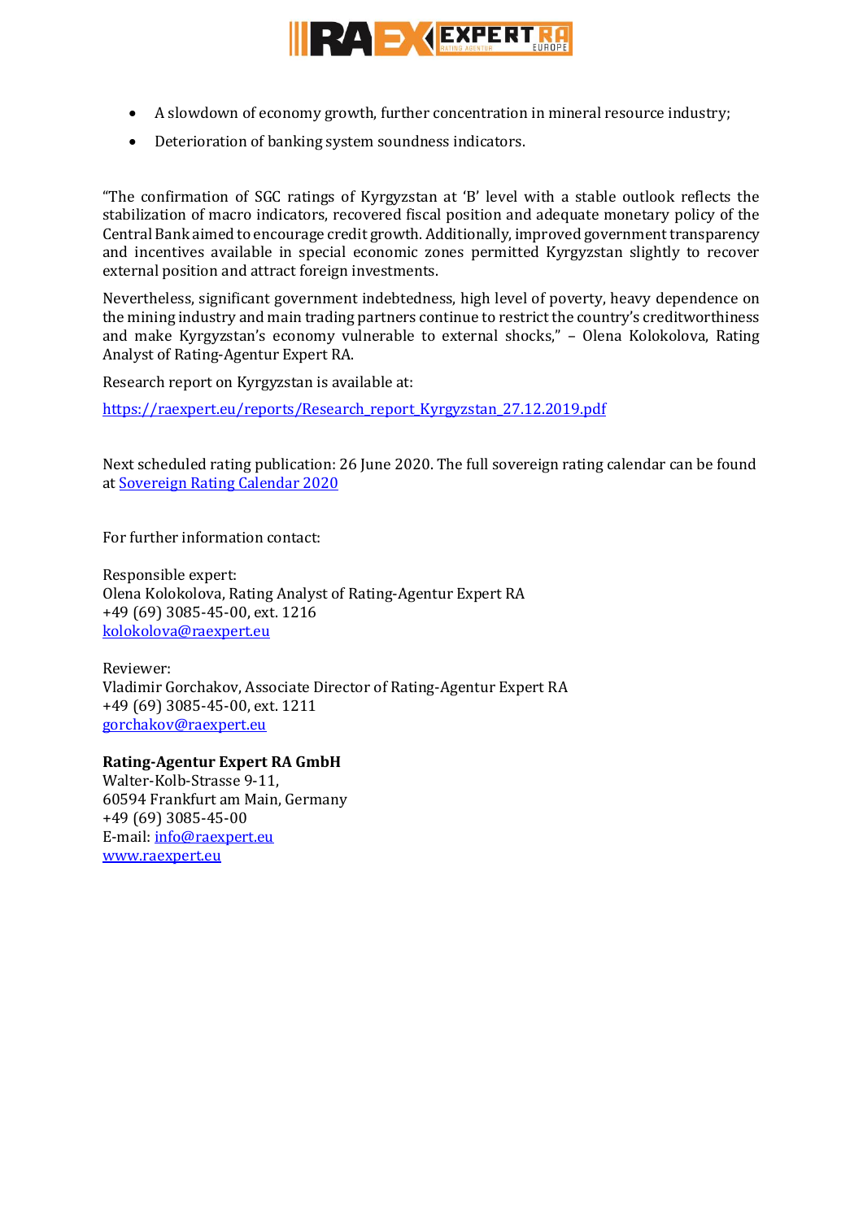- A slowdown of economy growth, further concentration in mineral resource industry;
- Deterioration of banking system soundness indicators.

"The confirmation of SGC ratings of Kyrgyzstan at 'B' level with a stable outlook reflects the stabilization of macro indicators, recovered fiscal position and adequate monetary policy of the Central Bank aimed to encourage credit growth. Additionally, improved government transparency and incentives available in special economic zones permitted Kyrgyzstan slightly to recover external position and attract foreign investments.

Nevertheless, significant government indebtedness, high level of poverty, heavy dependence on the mining industry and main trading partners continue to restrict the country's creditworthiness and make Kyrgyzstan's economy vulnerable to external shocks," – Olena Kolokolova, Rating Analyst of Rating-Agentur Expert RA.

Research report on Kyrgyzstan is available at:

https://raexpert.eu/reports/Research_report_Kyrgyzstan_27.12.2019.pdf

Next scheduled rating publication: 26 June 2020. The full sovereign rating calendar can be found at Sovereign Rating Calendar 2020

For further information contact:

Responsible expert:
Olena Kolokolova, Rating Analyst of Rating-Agentur Expert RA
+49 (69) 3085-45-00, ext. 1216
kolokolova@raexpert.eu

Reviewer:
Vladimir Gorchakov, Associate Director of Rating-Agentur Expert RA
+49 (69) 3085-45-00, ext. 1211
gorchakov@raexpert.eu

**Rating-Agentur Expert RA GmbH**
Walter-Kolb-Strasse 9-11,
60594 Frankfurt am Main, Germany
+49 (69) 3085-45-00
E-mail: info@raexpert.eu
www.raexpert.eu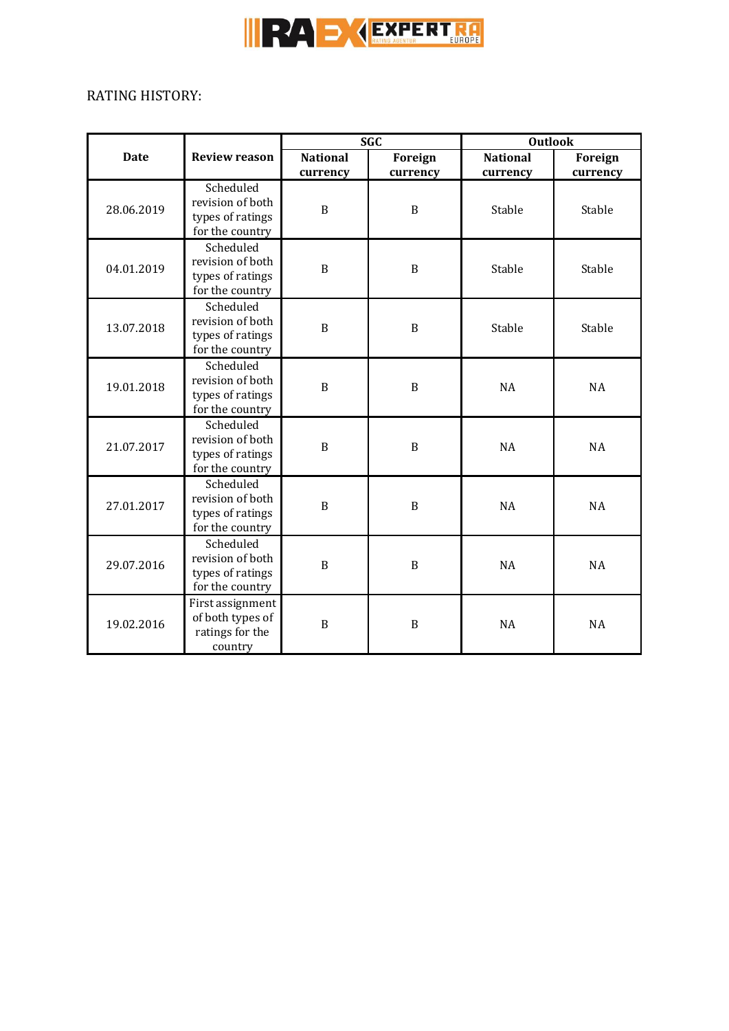RATING HISTORY:

| Date | Review reason | SGC | | Outlook | |
|---|---|---|---|---|---|
| | | National currency | Foreign currency | National currency | Foreign currency |
| 28.06.2019 | Scheduled revision of both types of ratings for the country | B | B | Stable | Stable |
| 04.01.2019 | Scheduled revision of both types of ratings for the country | B | B | Stable | Stable |
| 13.07.2018 | Scheduled revision of both types of ratings for the country | B | B | Stable | Stable |
| 19.01.2018 | Scheduled revision of both types of ratings for the country | B | B | NA | NA |
| 21.07.2017 | Scheduled revision of both types of ratings for the country | B | B | NA | NA |
| 27.01.2017 | Scheduled revision of both types of ratings for the country | B | B | NA | NA |
| 29.07.2016 | Scheduled revision of both types of ratings for the country | B | B | NA | NA |
| 19.02.2016 | First assignment of both types of ratings for the country | B | B | NA | NA |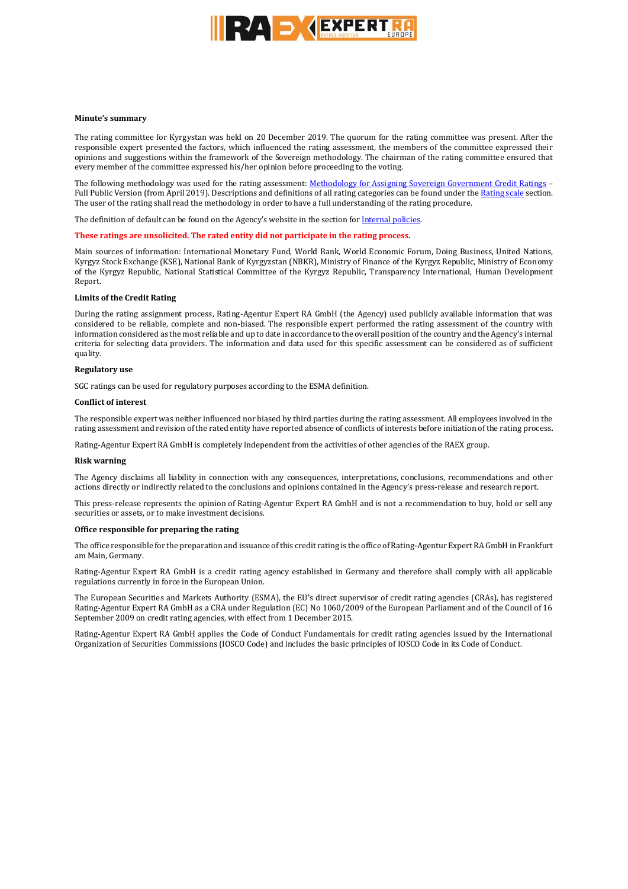**Minute's summary**

The rating committee for Kyrgystan was held on 20 December 2019. The quorum for the rating committee was present. After the responsible expert presented the factors, which influenced the rating assessment, the members of the committee expressed their opinions and suggestions within the framework of the Sovereign methodology. The chairman of the rating committee ensured that every member of the committee expressed his/her opinion before proceeding to the voting.

The following methodology was used for the rating assessment: Methodology for Assigning Sovereign Government Credit Ratings – Full Public Version (from April 2019). Descriptions and definitions of all rating categories can be found under the Rating scale section. The user of the rating shall read the methodology in order to have a full understanding of the rating procedure.

The definition of default can be found on the Agency's website in the section for Internal policies.

**These ratings are unsolicited. The rated entity did not participate in the rating process.**

Main sources of information: International Monetary Fund, World Bank, World Economic Forum, Doing Business, United Nations, Kyrgyz Stock Exchange (KSE), National Bank of Kyrgyzstan (NBKR), Ministry of Finance of the Kyrgyz Republic, Ministry of Economy of the Kyrgyz Republic, National Statistical Committee of the Kyrgyz Republic, Transparency International, Human Development Report.

**Limits of the Credit Rating**

During the rating assignment process, Rating-Agentur Expert RA GmbH (the Agency) used publicly available information that was considered to be reliable, complete and non-biased. The responsible expert performed the rating assessment of the country with information considered as the most reliable and up to date in accordance to the overall position of the country and the Agency's internal criteria for selecting data providers. The information and data used for this specific assessment can be considered as of sufficient quality.

**Regulatory use**

SGC ratings can be used for regulatory purposes according to the ESMA definition.

**Conflict of interest**

The responsible expert was neither influenced nor biased by third parties during the rating assessment. All employees involved in the rating assessment and revision of the rated entity have reported absence of conflicts of interests before initiation of the rating process**.**

Rating-Agentur Expert RA GmbH is completely independent from the activities of other agencies of the RAEX group.

**Risk warning**

The Agency disclaims all liability in connection with any consequences, interpretations, conclusions, recommendations and other actions directly or indirectly related to the conclusions and opinions contained in the Agency's press-release and research report.

This press-release represents the opinion of Rating-Agentur Expert RA GmbH and is not a recommendation to buy, hold or sell any securities or assets, or to make investment decisions.

**Office responsible for preparing the rating**

The office responsible for the preparation and issuance of this credit rating is the office of Rating-Agentur Expert RA GmbH in Frankfurt am Main, Germany.

Rating-Agentur Expert RA GmbH is a credit rating agency established in Germany and therefore shall comply with all applicable regulations currently in force in the European Union.

The European Securities and Markets Authority (ESMA), the EU's direct supervisor of credit rating agencies (CRAs), has registered Rating-Agentur Expert RA GmbH as a CRA under Regulation (EC) No 1060/2009 of the European Parliament and of the Council of 16 September 2009 on credit rating agencies, with effect from 1 December 2015.

Rating-Agentur Expert RA GmbH applies the Code of Conduct Fundamentals for credit rating agencies issued by the International Organization of Securities Commissions (IOSCO Code) and includes the basic principles of IOSCO Code in its Code of Conduct.